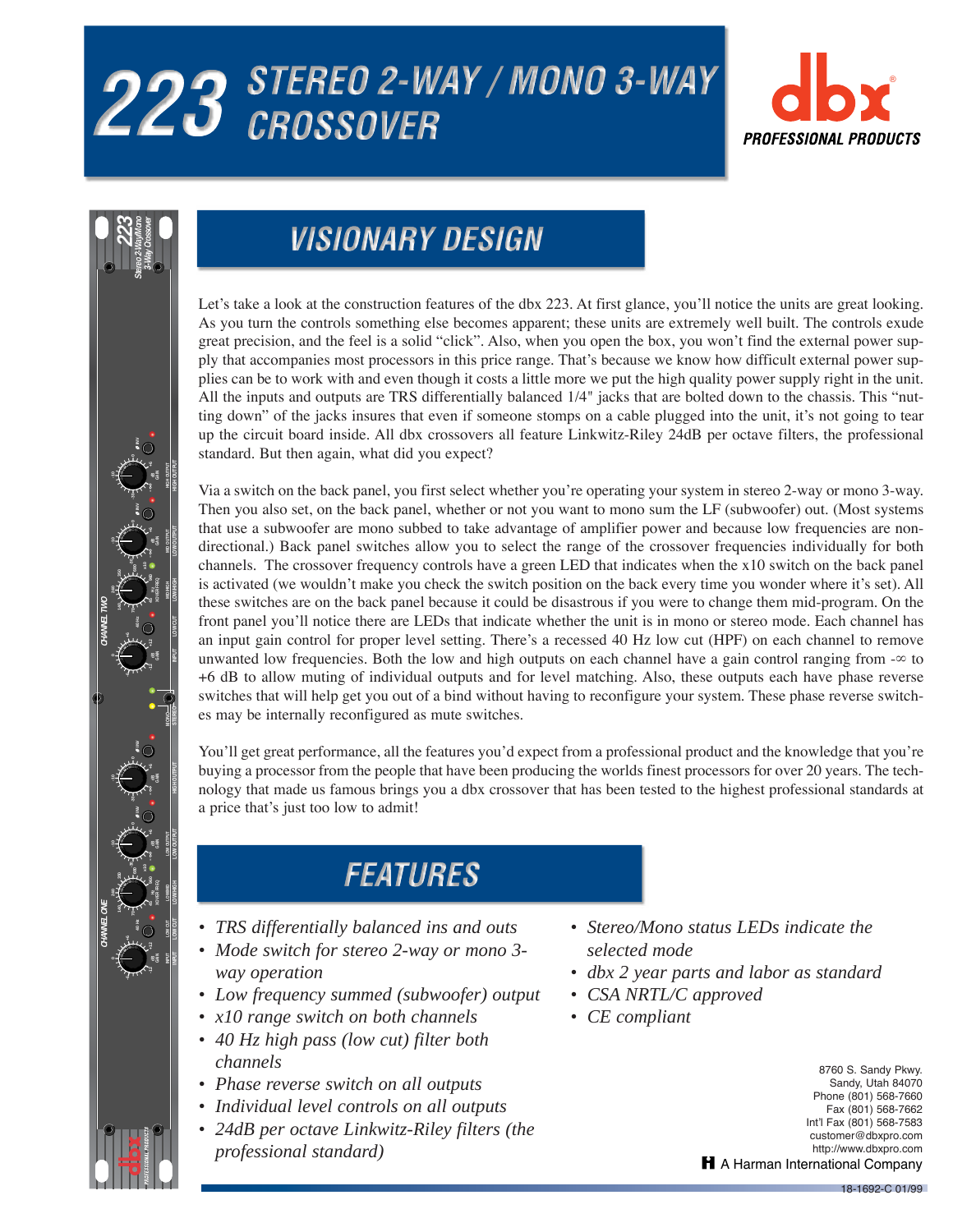# 223 STEREO 2-WAY / MONO 3-WAY CROSSOVER

dbx PROFESSIONAL PRODUCTS

## VISIONARY DESIGN

Let's take a look at the construction features of the dbx 223. At first glance, you'll notice the units are great looking. As you turn the controls something else becomes apparent; these units are extremely well built. The controls exude great precision, and the feel is a solid "click". Also, when you open the box, you won't find the external power supply that accompanies most processors in this price range. That's because we know how difficult external power supplies can be to work with and even though it costs a little more we put the high quality power supply right in the unit. All the inputs and outputs are TRS differentially balanced 1/4" jacks that are bolted down to the chassis. This "nutting down" of the jacks insures that even if someone stomps on a cable plugged into the unit, it's not going to tear up the circuit board inside. All dbx crossovers all feature Linkwitz-Riley 24dB per octave filters, the professional standard. But then again, what did you expect?

Via a switch on the back panel, you first select whether you're operating your system in stereo 2-way or mono 3-way. Then you also set, on the back panel, whether or not you want to mono sum the LF (subwoofer) out. (Most systems that use a subwoofer are mono subbed to take advantage of amplifier power and because low frequencies are non-directional.) Back panel switches allow you to select the range of the crossover frequencies individually for both channels. The crossover frequency controls have a green LED that indicates when the x10 switch on the back panel is activated (we wouldn't make you check the switch position on the back every time you wonder where it's set). All these switches are on the back panel because it could be disastrous if you were to change them mid-program. On the front panel you'll notice there are LEDs that indicate whether the unit is in mono or stereo mode. Each channel has an input gain control for proper level setting. There's a recessed 40 Hz low cut (HPF) on each channel to remove unwanted low frequencies. Both the low and high outputs on each channel have a gain control ranging from -∞ to +6 dB to allow muting of individual outputs and for level matching. Also, these outputs each have phase reverse switches that will help get you out of a bind without having to reconfigure your system. These phase reverse switches may be internally reconfigured as mute switches.

You'll get great performance, all the features you'd expect from a professional product and the knowledge that you're buying a processor from the people that have been producing the worlds finest processors for over 20 years. The technology that made us famous brings you a dbx crossover that has been tested to the highest professional standards at a price that's just too low to admit!

## FEATURES

- *TRS differentially balanced ins and outs*
- *Mode switch for stereo 2-way or mono 3-way operation*
- *Low frequency summed (subwoofer) output*
- *x10 range switch on both channels*
- *40 Hz high pass (low cut) filter both channels*
- *Phase reverse switch on all outputs*
- *Individual level controls on all outputs*
- *24dB per octave Linkwitz-Riley filters (the professional standard)*
- *Stereo/Mono status LEDs indicate the selected mode*
- *dbx 2 year parts and labor as standard*
- *CSA NRTL/C approved*
- *CE compliant*

8760 S. Sandy Pkwy.
Sandy, Utah 84070
Phone (801) 568-7660
Fax (801) 568-7662
Int'l Fax (801) 568-7583
customer@dbxpro.com
http://www.dbxpro.com

H A Harman International Company

18-1692-C 01/99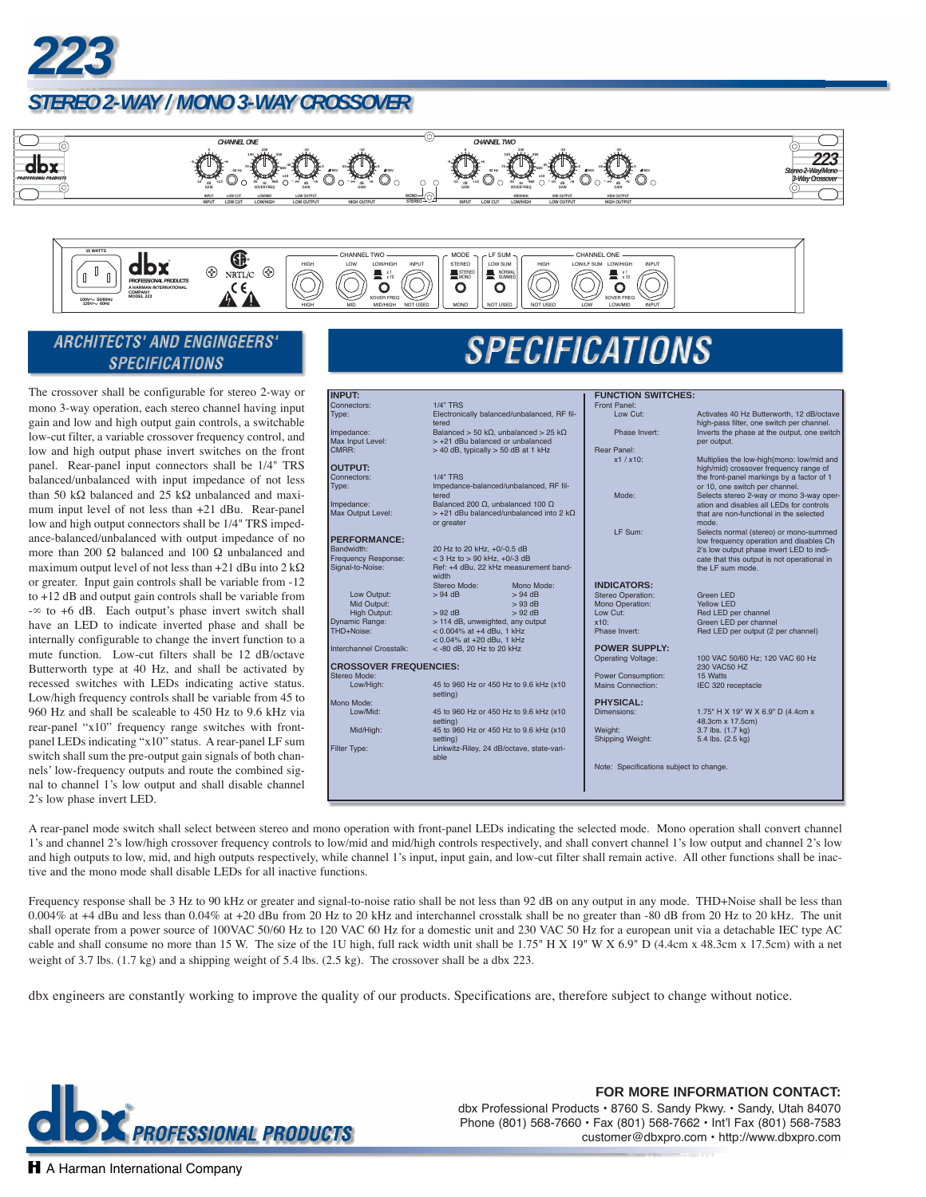# 223

## STEREO 2-WAY / MONO 3-WAY CROSSOVER

## ARCHITECTS' AND ENGINGEERS' SPECIFICATIONS

The crossover shall be configurable for stereo 2-way or mono 3-way operation, each stereo channel having input gain and low and high output gain controls, a switchable low-cut filter, a variable crossover frequency control, and low and high output phase invert switches on the front panel. Rear-panel input connectors shall be 1/4" TRS balanced/unbalanced with input impedance of not less than 50 kΩ balanced and 25 kΩ unbalanced and maximum input level of not less than +21 dBu. Rear-panel low and high output connectors shall be 1/4" TRS impedance-balanced/unbalanced with output impedance of no more than 200 Ω balanced and 100 Ω unbalanced and maximum output level of not less than +21 dBu into 2 kΩ or greater. Input gain controls shall be variable from -12 to +12 dB and output gain controls shall be variable from -∞ to +6 dB. Each output's phase invert switch shall have an LED to indicate inverted phase and shall be internally configurable to change the invert function to a mute function. Low-cut filters shall be 12 dB/octave Butterworth type at 40 Hz, and shall be activated by recessed switches with LEDs indicating active status. Low/high frequency controls shall be variable from 45 to 960 Hz and shall be scaleable to 450 Hz to 9.6 kHz via rear-panel "x10" frequency range switches with front-panel LEDs indicating "x10" status. A rear-panel LF sum switch shall sum the pre-output gain signals of both channels' low-frequency outputs and route the combined signal to channel 1's low output and shall disable channel 2's low phase invert LED.

## SPECIFICATIONS

**INPUT:**

| | | |
|---|---|---|
| Connectors: | 1/4" TRS | |
| Type: | Electronically balanced/unbalanced, RF filtered | |
| Impedance: | Balanced > 50 kΩ, unbalanced > 25 kΩ | |
| Max Input Level: | > +21 dBu balanced or unbalanced | |
| CMRR: | > 40 dB, typically > 50 dB at 1 kHz | |

**OUTPUT:**

| | | |
|---|---|---|
| Connectors: | 1/4" TRS | |
| Type: | Impedance-balanced/unbalanced, RF filtered | |
| Impedance: | Balanced 200 Ω, unbalanced 100 Ω | |
| Max Output Level: | > +21 dBu balanced/unbalanced into 2 kΩ or greater | |

**PERFORMANCE:**

| | | |
|---|---|---|
| Bandwidth: | 20 Hz to 20 kHz, +0/-0.5 dB | |
| Frequency Response: | < 3 Hz to > 90 kHz, +0/-3 dB | |
| Signal-to-Noise: | Ref: +4 dBu, 22 kHz measurement bandwidth | |
| | Stereo Mode: | Mono Mode: |
| Low Output: | > 94 dB | > 94 dB |
| Mid Output: | | > 93 dB |
| High Output: | > 92 dB | > 92 dB |
| Dynamic Range: | > 114 dB, unweighted, any output | |
| THD+Noise: | < 0.004% at +4 dBu, 1 kHz; < 0.04% at +20 dBu, 1 kHz | |
| Interchannel Crosstalk: | < -80 dB, 20 Hz to 20 kHz | |

**CROSSOVER FREQUENCIES:**

| | |
|---|---|
| Stereo Mode: | |
| Low/High: | 45 to 960 Hz or 450 Hz to 9.6 kHz (x10 setting) |
| Mono Mode: | |
| Low/Mid: | 45 to 960 Hz or 450 Hz to 9.6 kHz (x10 setting) |
| Mid/High: | 45 to 960 Hz or 450 Hz to 9.6 kHz (x10 setting) |
| Filter Type: | Linkwitz-Riley, 24 dB/octave, state-variable |

**FUNCTION SWITCHES:**

| | |
|---|---|
| Front Panel: | |
| Low Cut: | Activates 40 Hz Butterworth, 12 dB/octave high-pass filter, one switch per channel. |
| Phase Invert: | Inverts the phase at the output, one switch per output. |
| Rear Panel: | |
| x1 / x10: | Multiplies the low-high(mono: low/mid and high/mid) crossover frequency range of the front-panel markings by a factor of 1 or 10, one switch per channel. |
| Mode: | Selects stereo 2-way or mono 3-way operation and disables all LEDs for controls that are non-functional in the selected mode. |
| LF Sum: | Selects normal (stereo) or mono-summed low frequency operation and disables Ch 2's low output phase invert LED to indicate that this output is not operational in the LF sum mode. |

**INDICATORS:**

| | |
|---|---|
| Stereo Operation: | Green LED |
| Mono Operation: | Yellow LED |
| Low Cut: | Red LED per channel |
| x10: | Green LED per channel |
| Phase Invert: | Red LED per output (2 per channel) |

**POWER SUPPLY:**

| | |
|---|---|
| Operating Voltage: | 100 VAC 50/60 Hz; 120 VAC 60 Hz 230 VAC50 HZ |
| Power Consumption: | 15 Watts |
| Mains Connection: | IEC 320 receptacle |

**PHYSICAL:**

| | |
|---|---|
| Dimensions: | 1.75" H x 19" W x 6.9" D (4.4cm x 48.3cm x 17.5cm) |
| Weight: | 3.7 lbs. (1.7 kg) |
| Shipping Weight: | 5.4 lbs. (2.5 kg) |

Note: Specifications subject to change.

A rear-panel mode switch shall select between stereo and mono operation with front-panel LEDs indicating the selected mode. Mono operation shall convert channel 1's and channel 2's low/high crossover frequency controls to low/mid and mid/high controls respectively, and shall convert channel 1's low output and channel 2's low and high outputs to low, mid, and high outputs respectively, while channel 1's input, input gain, and low-cut filter shall remain active. All other functions shall be inactive and the mono mode shall disable LEDs for all inactive functions.

Frequency response shall be 3 Hz to 90 kHz or greater and signal-to-noise ratio shall be not less than 92 dB on any output in any mode. THD+Noise shall be less than 0.004% at +4 dBu and less than 0.04% at +20 dBu from 20 Hz to 20 kHz and interchannel crosstalk shall be no greater than -80 dB from 20 Hz to 20 kHz. The unit shall operate from a power source of 100VAC 50/60 Hz to 120 VAC 60 Hz for a domestic unit and 230 VAC 50 Hz for a european unit via a detachable IEC type AC cable and shall consume no more than 15 W. The size of the 1U high, full rack width unit shall be 1.75" H X 19" W X 6.9" D (4.4cm x 48.3cm x 17.5cm) with a net weight of 3.7 lbs. (1.7 kg) and a shipping weight of 5.4 lbs. (2.5 kg). The crossover shall be a dbx 223.

dbx engineers are constantly working to improve the quality of our products. Specifications are, therefore subject to change without notice.

**FOR MORE INFORMATION CONTACT:**

dbx Professional Products • 8760 S. Sandy Pkwy. • Sandy, Utah 84070
Phone (801) 568-7660 • Fax (801) 568-7662 • Int'l Fax (801) 568-7583
customer@dbxpro.com • http://www.dbxpro.com

dbx PROFESSIONAL PRODUCTS

A Harman International Company